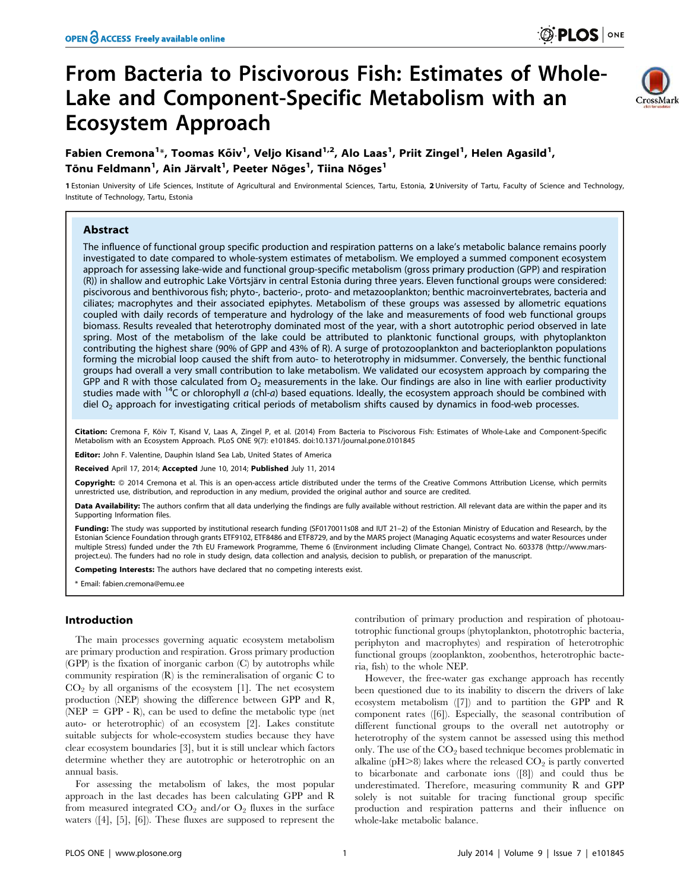# From Bacteria to Piscivorous Fish: Estimates of Whole-Lake and Component-Specific Metabolism with an Ecosystem Approach

**Fabien Cremona[1]*, Toomas Kõiv[1], Veljo Kisand[1,2], Alo Laas[1], Priit Zingel[1], Helen Agasild[1], Tõnu Feldmann[1], Ain Järvalt[1], Peeter Nõges[1], Tiina Nõges[1]**

1 Estonian University of Life Sciences, Institute of Agricultural and Environmental Sciences, Tartu, Estonia, 2 University of Tartu, Faculty of Science and Technology, Institute of Technology, Tartu, Estonia

## Abstract

The influence of functional group specific production and respiration patterns on a lake's metabolic balance remains poorly investigated to date compared to whole-system estimates of metabolism. We employed a summed component ecosystem approach for assessing lake-wide and functional group-specific metabolism (gross primary production (GPP) and respiration (R)) in shallow and eutrophic Lake Võrtsjärv in central Estonia during three years. Eleven functional groups were considered: piscivorous and benthivorous fish; phyto-, bacterio-, proto- and metazooplankton; benthic macroinvertebrates, bacteria and ciliates; macrophytes and their associated epiphytes. Metabolism of these groups was assessed by allometric equations coupled with daily records of temperature and hydrology of the lake and measurements of food web functional groups biomass. Results revealed that heterotrophy dominated most of the year, with a short autotrophic period observed in late spring. Most of the metabolism of the lake could be attributed to planktonic functional groups, with phytoplankton contributing the highest share (90% of GPP and 43% of R). A surge of protozooplankton and bacterioplankton populations forming the microbial loop caused the shift from auto- to heterotrophy in midsummer. Conversely, the benthic functional groups had overall a very small contribution to lake metabolism. We validated our ecosystem approach by comparing the GPP and R with those calculated from $O_2$ measurements in the lake. Our findings are also in line with earlier productivity studies made with $^{14}C$ or chlorophyll *a* (chl-*a*) based equations. Ideally, the ecosystem approach should be combined with diel $O_2$ approach for investigating critical periods of metabolism shifts caused by dynamics in food-web processes.

**Citation:** Cremona F, Kõiv T, Kisand V, Laas A, Zingel P, et al. (2014) From Bacteria to Piscivorous Fish: Estimates of Whole-Lake and Component-Specific Metabolism with an Ecosystem Approach. PLoS ONE 9(7): e101845. doi:10.1371/journal.pone.0101845

**Editor:** John F. Valentine, Dauphin Island Sea Lab, United States of America

**Received** April 17, 2014; **Accepted** June 10, 2014; **Published** July 11, 2014

**Copyright:** © 2014 Cremona et al. This is an open-access article distributed under the terms of the Creative Commons Attribution License, which permits unrestricted use, distribution, and reproduction in any medium, provided the original author and source are credited.

**Data Availability:** The authors confirm that all data underlying the findings are fully available without restriction. All relevant data are within the paper and its Supporting Information files.

**Funding:** The study was supported by institutional research funding (SF0170011s08 and IUT 21–2) of the Estonian Ministry of Education and Research, by the Estonian Science Foundation through grants ETF9102, ETF8486 and ETF8729, and by the MARS project (Managing Aquatic ecosystems and water Resources under multiple Stress) funded under the 7th EU Framework Programme, Theme 6 (Environment including Climate Change), Contract No. 603378 (http://www.mars-project.eu). The funders had no role in study design, data collection and analysis, decision to publish, or preparation of the manuscript.

**Competing Interests:** The authors have declared that no competing interests exist.

\* Email: fabien.cremona@emu.ee

## Introduction

The main processes governing aquatic ecosystem metabolism are primary production and respiration. Gross primary production (GPP) is the fixation of inorganic carbon (C) by autotrophs while community respiration (R) is the remineralisation of organic C to $CO_2$ by all organisms of the ecosystem [1]. The net ecosystem production (NEP) showing the difference between GPP and R, (NEP = GPP - R), can be used to define the metabolic type (net auto- or heterotrophic) of an ecosystem [2]. Lakes constitute suitable subjects for whole-ecosystem studies because they have clear ecosystem boundaries [3], but it is still unclear which factors determine whether they are autotrophic or heterotrophic on an annual basis.

For assessing the metabolism of lakes, the most popular approach in the last decades has been calculating GPP and R from measured integrated $CO_2$ and/or $O_2$ fluxes in the surface waters ([4], [5], [6]). These fluxes are supposed to represent the contribution of primary production and respiration of photoautotrophic functional groups (phytoplankton, phototrophic bacteria, periphyton and macrophytes) and respiration of heterotrophic functional groups (zooplankton, zoobenthos, heterotrophic bacteria, fish) to the whole NEP.

However, the free-water gas exchange approach has recently been questioned due to its inability to discern the drivers of lake ecosystem metabolism ([7]) and to partition the GPP and R component rates ([6]). Especially, the seasonal contribution of different functional groups to the overall net autotrophy or heterotrophy of the system cannot be assessed using this method only. The use of the $CO_2$ based technique becomes problematic in alkaline (pH>8) lakes where the released $CO_2$ is partly converted to bicarbonate and carbonate ions ([8]) and could thus be underestimated. Therefore, measuring community R and GPP solely is not suitable for tracing functional group specific production and respiration patterns and their influence on whole-lake metabolic balance.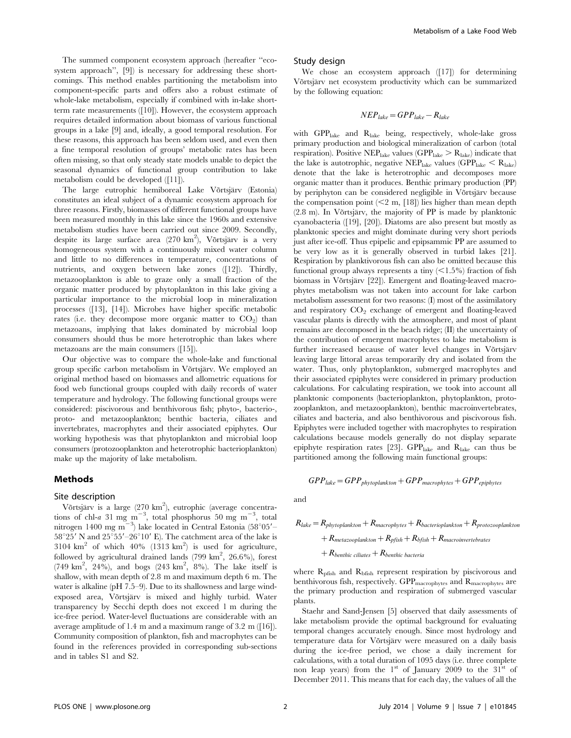The summed component ecosystem approach (hereafter "ecosystem approach", [9]) is necessary for addressing these shortcomings. This method enables partitioning the metabolism into component-specific parts and offers also a robust estimate of whole-lake metabolism, especially if combined with in-lake short-term rate measurements ([10]). However, the ecosystem approach requires detailed information about biomass of various functional groups in a lake [9] and, ideally, a good temporal resolution. For these reasons, this approach has been seldom used, and even then a fine temporal resolution of groups' metabolic rates has been often missing, so that only steady state models unable to depict the seasonal dynamics of functional group contribution to lake metabolism could be developed ([11]).

The large eutrophic hemiboreal Lake Võrtsjärv (Estonia) constitutes an ideal subject of a dynamic ecosystem approach for three reasons. Firstly, biomasses of different functional groups have been measured monthly in this lake since the 1960s and extensive metabolism studies have been carried out since 2009. Secondly, despite its large surface area (270 km$^2$), Võrtsjärv is a very homogeneous system with a continuously mixed water column and little to no differences in temperature, concentrations of nutrients, and oxygen between lake zones ([12]). Thirdly, metazooplankton is able to graze only a small fraction of the organic matter produced by phytoplankton in this lake giving a particular importance to the microbial loop in mineralization processes ([13], [14]). Microbes have higher specific metabolic rates (i.e. they decompose more organic matter to $CO_2$) than metazoans, implying that lakes dominated by microbial loop consumers should thus be more heterotrophic than lakes where metazoans are the main consumers ([15]).

Our objective was to compare the whole-lake and functional group specific carbon metabolism in Võrtsjärv. We employed an original method based on biomasses and allometric equations for food web functional groups coupled with daily records of water temperature and hydrology. The following functional groups were considered: piscivorous and benthivorous fish; phyto-, bacterio-, proto- and metazooplankton; benthic bacteria, ciliates and invertebrates, macrophytes and their associated epiphytes. Our working hypothesis was that phytoplankton and microbial loop consumers (protozooplankton and heterotrophic bacterioplankton) make up the majority of lake metabolism.

## Methods

### Site description

Võrtsjärv is a large (270 km$^2$), eutrophic (average concentrations of chl-*a* 31 mg m$^{-3}$, total phosphorus 50 mg m$^{-3}$, total nitrogen 1400 mg m$^{-3}$) lake located in Central Estonia (58°05′–58°25′ N and 25°55′–26°10′ E). The catchment area of the lake is 3104 km$^2$ of which 40% (1313 km$^2$) is used for agriculture, followed by agricultural drained lands (799 km$^2$, 26.6%), forest (749 km$^2$, 24%), and bogs (243 km$^2$, 8%). The lake itself is shallow, with mean depth of 2.8 m and maximum depth 6 m. The water is alkaline (pH 7.5–9). Due to its shallowness and large wind-exposed area, Võrtsjärv is mixed and highly turbid. Water transparency by Secchi depth does not exceed 1 m during the ice-free period. Water-level fluctuations are considerable with an average amplitude of 1.4 m and a maximum range of 3.2 m ([16]). Community composition of plankton, fish and macrophytes can be found in the references provided in corresponding sub-sections and in tables S1 and S2.

### Study design

We chose an ecosystem approach ([17]) for determining Võrtsjärv net ecosystem productivity which can be summarized by the following equation:

$$NEP_{lake} = GPP_{lake} - R_{lake}$$

with $GPP_{lake}$ and $R_{lake}$ being, respectively, whole-lake gross primary production and biological mineralization of carbon (total respiration). Positive $NEP_{lake}$ values ($GPP_{lake} > R_{lake}$) indicate that the lake is autotrophic, negative $NEP_{lake}$ values ($GPP_{lake} < R_{lake}$) denote that the lake is heterotrophic and decomposes more organic matter than it produces. Benthic primary production (PP) by periphyton can be considered negligible in Võrtsjärv because the compensation point (<2 m, [18]) lies higher than mean depth (2.8 m). In Võrtsjärv, the majority of PP is made by planktonic cyanobacteria ([19], [20]). Diatoms are also present but mostly as planktonic species and might dominate during very short periods just after ice-off. Thus epipelic and epipsammic PP are assumed to be very low as it is generally observed in turbid lakes [21]. Respiration by planktivorous fish can also be omitted because this functional group always represents a tiny (<1.5%) fraction of fish biomass in Võrtsjärv [22]). Emergent and floating-leaved macrophytes metabolism was not taken into account for lake carbon metabolism assessment for two reasons: (I) most of the assimilatory and respiratory $CO_2$ exchange of emergent and floating-leaved vascular plants is directly with the atmosphere, and most of plant remains are decomposed in the beach ridge; (II) the uncertainty of the contribution of emergent macrophytes to lake metabolism is further increased because of water level changes in Võrtsjärv leaving large littoral areas temporarily dry and isolated from the water. Thus, only phytoplankton, submerged macrophytes and their associated epiphytes were considered in primary production calculations. For calculating respiration, we took into account all planktonic components (bacterioplankton, phytoplankton, protozooplankton, and metazooplankton), benthic macroinvertebrates, ciliates and bacteria, and also benthivorous and piscivorous fish. Epiphytes were included together with macrophytes to respiration calculations because models generally do not display separate epiphyte respiration rates [23]. $GPP_{lake}$ and $R_{lake}$ can thus be partitioned among the following main functional groups:

$$GPP_{lake} = GPP_{phytoplankton} + GPP_{macrophytes} + GPP_{epiphytes}$$

and

$$R_{lake} = R_{phytoplankton} + R_{macrophytes} + R_{bacterioplankton} + R_{protozooplankton} + R_{metazooplankton} + R_{pfish} + R_{bfish} + R_{macroinvertebrates} + R_{benthic\ ciliates} + R_{benthic\ bacteria}$$

where $R_{pfish}$ and $R_{bfish}$ represent respiration by piscivorous and benthivorous fish, respectively. $GPP_{macrophytes}$ and $R_{macrophytes}$ are the primary production and respiration of submerged vascular plants.

Staehr and Sand-Jensen [5] observed that daily assessments of lake metabolism provide the optimal background for evaluating temporal changes accurately enough. Since most hydrology and temperature data for Võrtsjärv were measured on a daily basis during the ice-free period, we chose a daily increment for calculations, with a total duration of 1095 days (i.e. three complete non leap years) from the 1st of January 2009 to the 31st of December 2011. This means that for each day, the values of all the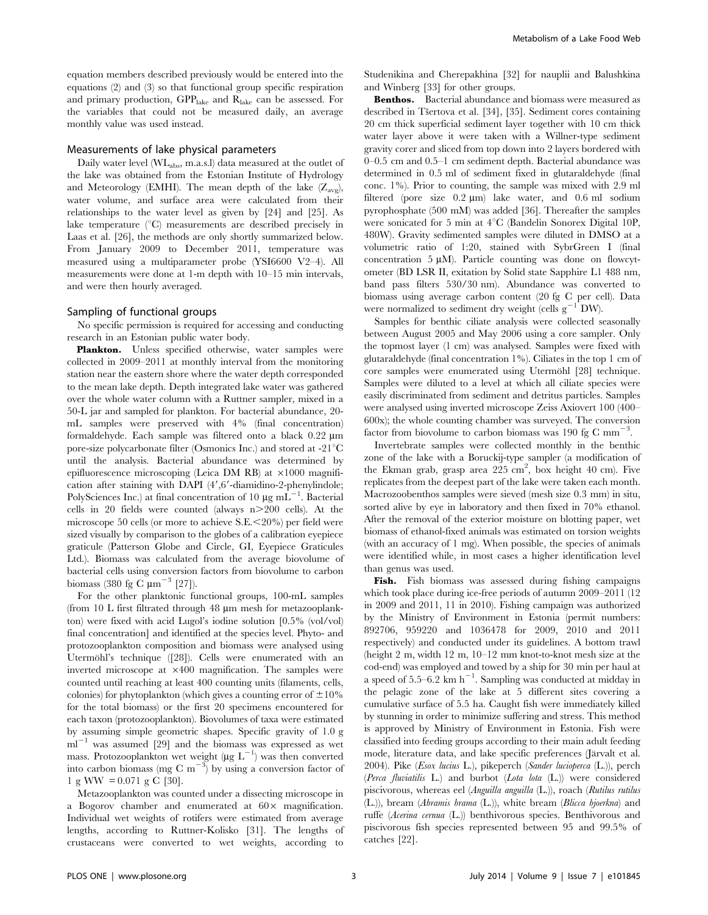equation members described previously would be entered into the equations (2) and (3) so that functional group specific respiration and primary production, $GPP_{lake}$ and $R_{lake}$ can be assessed. For the variables that could not be measured daily, an average monthly value was used instead.

## Measurements of lake physical parameters

Daily water level ($WL_{abs}$, m.a.s.l) data measured at the outlet of the lake was obtained from the Estonian Institute of Hydrology and Meteorology (EMHI). The mean depth of the lake ($Z_{avg}$), water volume, and surface area were calculated from their relationships to the water level as given by [24] and [25]. As lake temperature (°C) measurements are described precisely in Laas et al. [26], the methods are only shortly summarized below. From January 2009 to December 2011, temperature was measured using a multiparameter probe (YSI6600 V2–4). All measurements were done at 1-m depth with 10–15 min intervals, and were then hourly averaged.

## Sampling of functional groups

No specific permission is required for accessing and conducting research in an Estonian public water body.

**Plankton.** Unless specified otherwise, water samples were collected in 2009–2011 at monthly interval from the monitoring station near the eastern shore where the water depth corresponded to the mean lake depth. Depth integrated lake water was gathered over the whole water column with a Ruttner sampler, mixed in a 50-L jar and sampled for plankton. For bacterial abundance, 20-mL samples were preserved with 4% (final concentration) formaldehyde. Each sample was filtered onto a black 0.22 µm pore-size polycarbonate filter (Osmonics Inc.) and stored at -21°C until the analysis. Bacterial abundance was determined by epifluorescence microscoping (Leica DM RB) at ×1000 magnification after staining with DAPI (4′,6′-diamidino-2-phenylindole; PolySciences Inc.) at final concentration of 10 µg mL$^{-1}$. Bacterial cells in 20 fields were counted (always n>200 cells). At the microscope 50 cells (or more to achieve S.E.<20%) per field were sized visually by comparison to the globes of a calibration eyepiece graticule (Patterson Globe and Circle, GI, Eyepiece Graticules Ltd.). Biomass was calculated from the average biovolume of bacterial cells using conversion factors from biovolume to carbon biomass (380 fg C µm$^{-3}$ [27]).

For the other planktonic functional groups, 100-mL samples (from 10 L first filtrated through 48 µm mesh for metazooplankton) were fixed with acid Lugol's iodine solution [0.5% (vol/vol) final concentration] and identified at the species level. Phyto- and protozooplankton composition and biomass were analysed using Utermöhl's technique ([28]). Cells were enumerated with an inverted microscope at ×400 magnification. The samples were counted until reaching at least 400 counting units (filaments, cells, colonies) for phytoplankton (which gives a counting error of ±10% for the total biomass) or the first 20 specimens encountered for each taxon (protozooplankton). Biovolumes of taxa were estimated by assuming simple geometric shapes. Specific gravity of 1.0 g ml$^{-1}$ was assumed [29] and the biomass was expressed as wet mass. Protozooplankton wet weight (µg L$^{-1}$) was then converted into carbon biomass (mg C m$^{-3}$) by using a conversion factor of 1 g WW = 0.071 g C [30].

Metazooplankton was counted under a dissecting microscope in a Bogorov chamber and enumerated at 60× magnification. Individual wet weights of rotifers were estimated from average lengths, according to Ruttner-Kolisko [31]. The lengths of crustaceans were converted to wet weights, according to Studenikina and Cherepakhina [32] for nauplii and Balushkina and Winberg [33] for other groups.

**Benthos.** Bacterial abundance and biomass were measured as described in Tšertova et al. [34], [35]. Sediment cores containing 20 cm thick superficial sediment layer together with 10 cm thick water layer above it were taken with a Willner-type sediment gravity corer and sliced from top down into 2 layers bordered with 0–0.5 cm and 0.5–1 cm sediment depth. Bacterial abundance was determined in 0.5 ml of sediment fixed in glutaraldehyde (final conc. 1%). Prior to counting, the sample was mixed with 2.9 ml filtered (pore size 0.2 µm) lake water, and 0.6 ml sodium pyrophosphate (500 mM) was added [36]. Thereafter the samples were sonicated for 5 min at 4°C (Bandelin Sonorex Digital 10P, 480W). Gravity sedimented samples were diluted in DMSO at a volumetric ratio of 1:20, stained with SybrGreen I (final concentration 5 µM). Particle counting was done on flowcytometer (BD LSR II, exitation by Solid state Sapphire L1 488 nm, band pass filters 530/30 nm). Abundance was converted to biomass using average carbon content (20 fg C per cell). Data were normalized to sediment dry weight (cells g$^{-1}$ DW).

Samples for benthic ciliate analysis were collected seasonally between August 2005 and May 2006 using a core sampler. Only the topmost layer (1 cm) was analysed. Samples were fixed with glutaraldehyde (final concentration 1%). Ciliates in the top 1 cm of core samples were enumerated using Utermöhl [28] technique. Samples were diluted to a level at which all ciliate species were easily discriminated from sediment and detritus particles. Samples were analysed using inverted microscope Zeiss Axiovert 100 (400–600x); the whole counting chamber was surveyed. The conversion factor from biovolume to carbon biomass was 190 fg C mm$^{-3}$.

Invertebrate samples were collected monthly in the benthic zone of the lake with a Boruckij-type sampler (a modification of the Ekman grab, grasp area 225 cm$^2$, box height 40 cm). Five replicates from the deepest part of the lake were taken each month. Macrozoobenthos samples were sieved (mesh size 0.3 mm) in situ, sorted alive by eye in laboratory and then fixed in 70% ethanol. After the removal of the exterior moisture on blotting paper, wet biomass of ethanol-fixed animals was estimated on torsion weights (with an accuracy of 1 mg). When possible, the species of animals were identified while, in most cases a higher identification level than genus was used.

**Fish.** Fish biomass was assessed during fishing campaigns which took place during ice-free periods of autumn 2009–2011 (12 in 2009 and 2011, 11 in 2010). Fishing campaign was authorized by the Ministry of Environment in Estonia (permit numbers: 892706, 959220 and 1036478 for 2009, 2010 and 2011 respectively) and conducted under its guidelines. A bottom trawl (height 2 m, width 12 m, 10–12 mm knot-to-knot mesh size at the cod-end) was employed and towed by a ship for 30 min per haul at a speed of 5.5–6.2 km h$^{-1}$. Sampling was conducted at midday in the pelagic zone of the lake at 5 different sites covering a cumulative surface of 5.5 ha. Caught fish were immediately killed by stunning in order to minimize suffering and stress. This method is approved by Ministry of Environment in Estonia. Fish were classified into feeding groups according to their main adult feeding mode, literature data, and lake specific preferences (Järvalt et al. 2004). Pike (*Esox lucius* L.), pikeperch (*Sander lucioperca* (L.)), perch (*Perca fluviatilis* L.) and burbot (*Lota lota* (L.)) were considered piscivorous, whereas eel (*Anguilla anguilla* (L.)), roach (*Rutilus rutilus* (L.)), bream (*Abramis brama* (L.)), white bream (*Blicca bjoerkna*) and ruffe (*Acerina cernua* (L.)) benthivorous species. Benthivorous and piscivorous fish species represented between 95 and 99.5% of catches [22].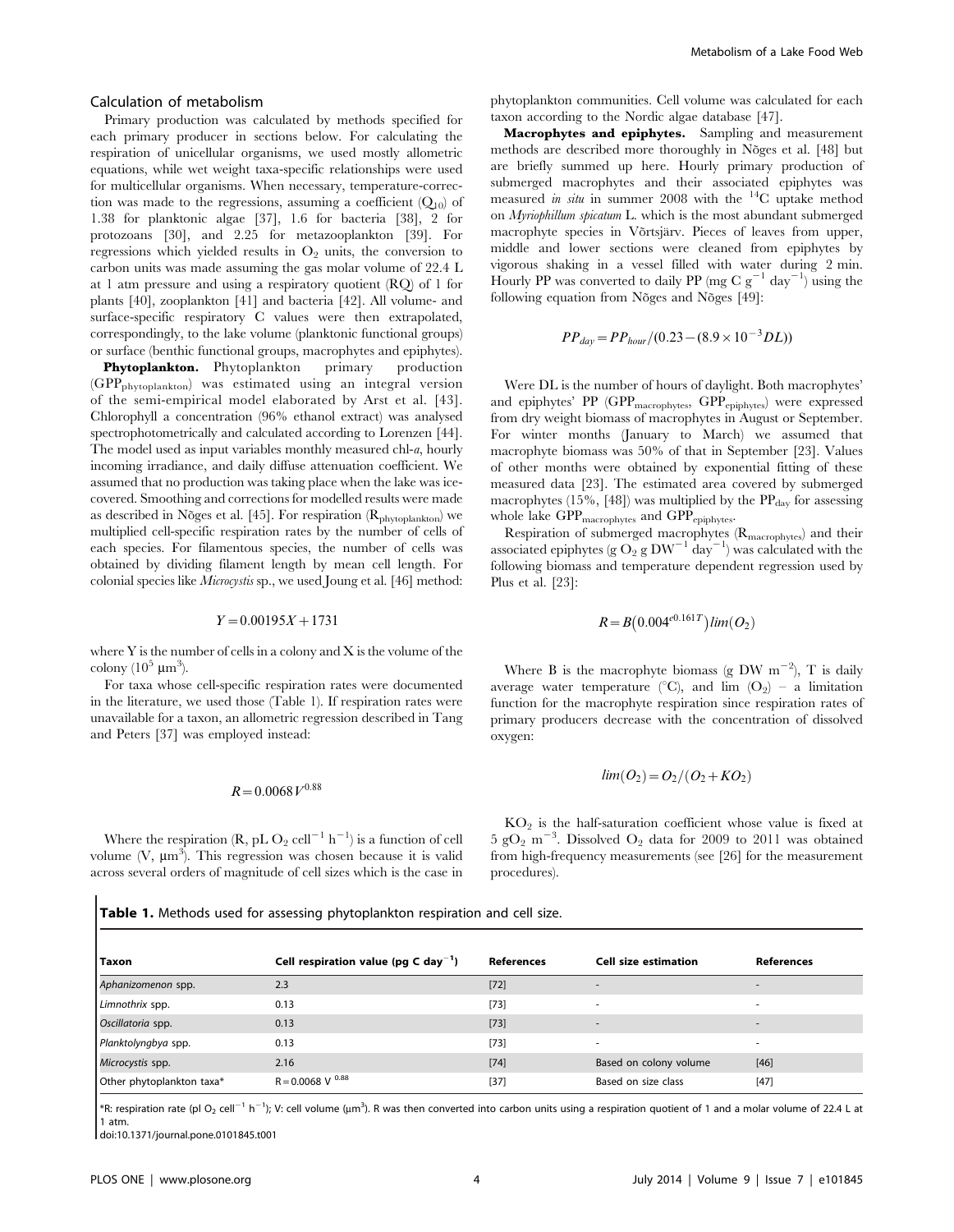## Calculation of metabolism

Primary production was calculated by methods specified for each primary producer in sections below. For calculating the respiration of unicellular organisms, we used mostly allometric equations, while wet weight taxa-specific relationships were used for multicellular organisms. When necessary, temperature-correction was made to the regressions, assuming a coefficient ($Q_{10}$) of 1.38 for planktonic algae [37], 1.6 for bacteria [38], 2 for protozoans [30], and 2.25 for metazooplankton [39]. For regressions which yielded results in $O_2$ units, the conversion to carbon units was made assuming the gas molar volume of 22.4 L at 1 atm pressure and using a respiratory quotient (RQ) of 1 for plants [40], zooplankton [41] and bacteria [42]. All volume- and surface-specific respiratory C values were then extrapolated, correspondingly, to the lake volume (planktonic functional groups) or surface (benthic functional groups, macrophytes and epiphytes).

**Phytoplankton.** Phytoplankton primary production ($GPP_{phytoplankton}$) was estimated using an integral version of the semi-empirical model elaborated by Arst et al. [43]. Chlorophyll a concentration (96% ethanol extract) was analysed spectrophotometrically and calculated according to Lorenzen [44]. The model used as input variables monthly measured chl-*a*, hourly incoming irradiance, and daily diffuse attenuation coefficient. We assumed that no production was taking place when the lake was ice-covered. Smoothing and corrections for modelled results were made as described in Nõges et al. [45]. For respiration ($R_{phytoplankton}$) we multiplied cell-specific respiration rates by the number of cells of each species. For filamentous species, the number of cells was obtained by dividing filament length by mean cell length. For colonial species like *Microcystis* sp., we used Joung et al. [46] method:

$$Y = 0.00195X + 1731$$

where Y is the number of cells in a colony and X is the volume of the colony ($10^5$ $\mu m^3$).

For taxa whose cell-specific respiration rates were documented in the literature, we used those (Table 1). If respiration rates were unavailable for a taxon, an allometric regression described in Tang and Peters [37] was employed instead:

$$R = 0.0068\, V^{0.88}$$

Where the respiration (R, pL $O_2$ cell$^{-1}$ h$^{-1}$) is a function of cell volume (V, $\mu m^3$). This regression was chosen because it is valid across several orders of magnitude of cell sizes which is the case in phytoplankton communities. Cell volume was calculated for each taxon according to the Nordic algae database [47].

**Macrophytes and epiphytes.** Sampling and measurement methods are described more thoroughly in Nõges et al. [48] but are briefly summed up here. Hourly primary production of submerged macrophytes and their associated epiphytes was measured *in situ* in summer 2008 with the $^{14}C$ uptake method on *Myriophillum spicatum* L. which is the most abundant submerged macrophyte species in Võrtsjärv. Pieces of leaves from upper, middle and lower sections were cleaned from epiphytes by vigorous shaking in a vessel filled with water during 2 min. Hourly PP was converted to daily PP (mg C g$^{-1}$ day$^{-1}$) using the following equation from Nõges and Nõges [49]:

$$PP_{day} = PP_{hour} / (0.23 - (8.9 \times 10^{-3} DL))$$

Were DL is the number of hours of daylight. Both macrophytes' and epiphytes' PP ($GPP_{macrophytes}$, $GPP_{epiphytes}$) were expressed from dry weight biomass of macrophytes in August or September. For winter months (January to March) we assumed that macrophyte biomass was 50% of that in September [23]. Values of other months were obtained by exponential fitting of these measured data [23]. The estimated area covered by submerged macrophytes (15%, [48]) was multiplied by the $PP_{day}$ for assessing whole lake $GPP_{macrophytes}$ and $GPP_{epiphytes}$.

Respiration of submerged macrophytes ($R_{macrophytes}$) and their associated epiphytes (g $O_2$ g DW$^{-1}$ day$^{-1}$) was calculated with the following biomass and temperature dependent regression used by Plus et al. [23]:

$$R = B\left(0.004^{e0.161T}\right) lim(O_2)$$

Where B is the macrophyte biomass (g DW m$^{-2}$), T is daily average water temperature (°C), and lim ($O_2$) – a limitation function for the macrophyte respiration since respiration rates of primary producers decrease with the concentration of dissolved oxygen:

$$lim(O_2) = O_2 / (O_2 + KO_2)$$

$KO_2$ is the half-saturation coefficient whose value is fixed at 5 g$O_2$ m$^{-3}$. Dissolved $O_2$ data for 2009 to 2011 was obtained from high-frequency measurements (see [26] for the measurement procedures).

**Table 1.** Methods used for assessing phytoplankton respiration and cell size.

| Taxon | Cell respiration value (pg C day$^{-1}$) | References | Cell size estimation | References |
|---|---|---|---|---|
| *Aphanizomenon* spp. | 2.3 | [72] | - | - |
| *Limnothrix* spp. | 0.13 | [73] | - | - |
| *Oscillatoria* spp. | 0.13 | [73] | - | - |
| *Planktolyngbya* spp. | 0.13 | [73] | - | - |
| *Microcystis* spp. | 2.16 | [74] | Based on colony volume | [46] |
| Other phytoplankton taxa* | $R = 0.0068\ V^{0.88}$ | [37] | Based on size class | [47] |

*R: respiration rate (pl $O_2$ cell$^{-1}$ h$^{-1}$); V: cell volume ($\mu m^3$). R was then converted into carbon units using a respiration quotient of 1 and a molar volume of 22.4 L at 1 atm.

doi:10.1371/journal.pone.0101845.t001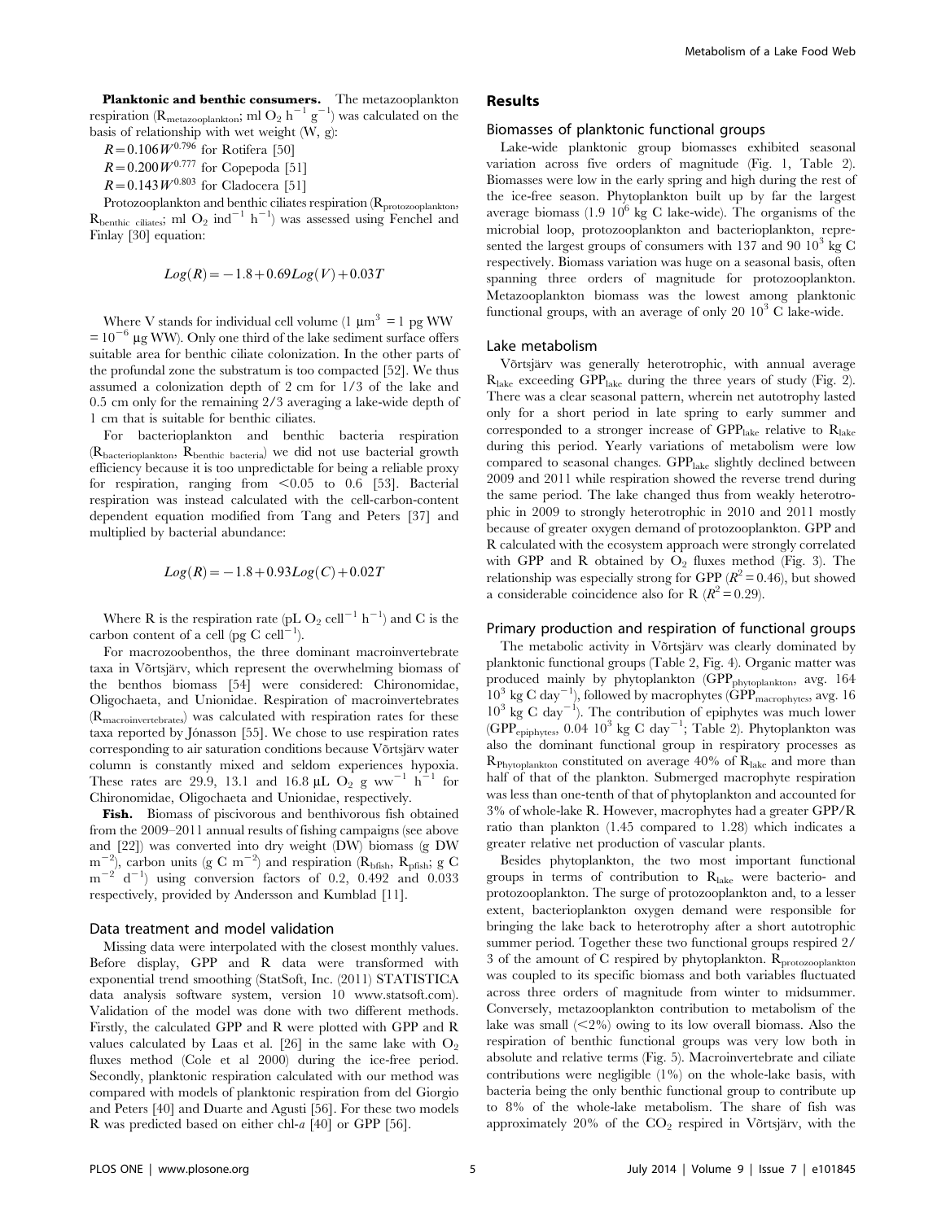**Planktonic and benthic consumers.** The metazooplankton respiration ($R_{metazooplankton}$; ml $O_2$ $h^{-1}$ $g^{-1}$) was calculated on the basis of relationship with wet weight (W, g):

$R = 0.106W^{0.796}$ for Rotifera [50]

$R = 0.200W^{0.777}$ for Copepoda [51]

$R = 0.143W^{0.803}$ for Cladocera [51]

Protozooplankton and benthic ciliates respiration ($R_{protozooplankton}$, $R_{benthic\ ciliates}$; ml $O_2$ $ind^{-1}$ $h^{-1}$) was assessed using Fenchel and Finlay [30] equation:

$$Log(R) = -1.8 + 0.69Log(V) + 0.03T$$

Where V stands for individual cell volume (1 $\mu m^3$ = 1 pg WW = $10^{-6}$ μg WW). Only one third of the lake sediment surface offers suitable area for benthic ciliate colonization. In the other parts of the profundal zone the substratum is too compacted [52]. We thus assumed a colonization depth of 2 cm for 1/3 of the lake and 0.5 cm only for the remaining 2/3 averaging a lake-wide depth of 1 cm that is suitable for benthic ciliates.

For bacterioplankton and benthic bacteria respiration ($R_{bacterioplankton}$, $R_{benthic\ bacteria}$) we did not use bacterial growth efficiency because it is too unpredictable for being a reliable proxy for respiration, ranging from <0.05 to 0.6 [53]. Bacterial respiration was instead calculated with the cell-carbon-content dependent equation modified from Tang and Peters [37] and multiplied by bacterial abundance:

$$Log(R) = -1.8 + 0.93Log(C) + 0.02T$$

Where R is the respiration rate (pL $O_2$ $cell^{-1}$ $h^{-1}$) and C is the carbon content of a cell (pg C $cell^{-1}$).

For macrozoobenthos, the three dominant macroinvertebrate taxa in Võrtsjärv, which represent the overwhelming biomass of the benthos biomass [54] were considered: Chironomidae, Oligochaeta, and Unionidae. Respiration of macroinvertebrates ($R_{macroinvertebrates}$) was calculated with respiration rates for these taxa reported by Jónasson [55]. We chose to use respiration rates corresponding to air saturation conditions because Võrtsjärv water column is constantly mixed and seldom experiences hypoxia. These rates are 29.9, 13.1 and 16.8 μL $O_2$ g $ww^{-1}$ $h^{-1}$ for Chironomidae, Oligochaeta and Unionidae, respectively.

**Fish.** Biomass of piscivorous and benthivorous fish obtained from the 2009–2011 annual results of fishing campaigns (see above and [22]) was converted into dry weight (DW) biomass (g DW $m^{-2}$), carbon units (g C $m^{-2}$) and respiration ($R_{bfish}$, $R_{pfish}$; g C $m^{-2}$ $d^{-1}$) using conversion factors of 0.2, 0.492 and 0.033 respectively, provided by Andersson and Kumblad [11].

### Data treatment and model validation

Missing data were interpolated with the closest monthly values. Before display, GPP and R data were transformed with exponential trend smoothing (StatSoft, Inc. (2011) STATISTICA data analysis software system, version 10 www.statsoft.com). Validation of the model was done with two different methods. Firstly, the calculated GPP and R were plotted with GPP and R values calculated by Laas et al. [26] in the same lake with $O_2$ fluxes method (Cole et al 2000) during the ice-free period. Secondly, planktonic respiration calculated with our method was compared with models of planktonic respiration from del Giorgio and Peters [40] and Duarte and Agusti [56]. For these two models R was predicted based on either chl-*a* [40] or GPP [56].

## Results

### Biomasses of planktonic functional groups

Lake-wide planktonic group biomasses exhibited seasonal variation across five orders of magnitude (Fig. 1, Table 2). Biomasses were low in the early spring and high during the rest of the ice-free season. Phytoplankton built up by far the largest average biomass (1.9 $10^6$ kg C lake-wide). The organisms of the microbial loop, protozooplankton and bacterioplankton, represented the largest groups of consumers with 137 and 90 $10^3$ kg C respectively. Biomass variation was huge on a seasonal basis, often spanning three orders of magnitude for protozooplankton. Metazooplankton biomass was the lowest among planktonic functional groups, with an average of only 20 $10^3$ C lake-wide.

### Lake metabolism

Võrtsjärv was generally heterotrophic, with annual average $R_{lake}$ exceeding $GPP_{lake}$ during the three years of study (Fig. 2). There was a clear seasonal pattern, wherein net autotrophy lasted only for a short period in late spring to early summer and corresponded to a stronger increase of $GPP_{lake}$ relative to $R_{lake}$ during this period. Yearly variations of metabolism were low compared to seasonal changes. $GPP_{lake}$ slightly declined between 2009 and 2011 while respiration showed the reverse trend during the same period. The lake changed thus from weakly heterotrophic in 2009 to strongly heterotrophic in 2010 and 2011 mostly because of greater oxygen demand of protozooplankton. GPP and R calculated with the ecosystem approach were strongly correlated with GPP and R obtained by $O_2$ fluxes method (Fig. 3). The relationship was especially strong for GPP ($R^2 = 0.46$), but showed a considerable coincidence also for R ($R^2 = 0.29$).

### Primary production and respiration of functional groups

The metabolic activity in Võrtsjärv was clearly dominated by planktonic functional groups (Table 2, Fig. 4). Organic matter was produced mainly by phytoplankton ($GPP_{phytoplankton}$, avg. 164 $10^3$ kg C $day^{-1}$), followed by macrophytes ($GPP_{macrophytes}$, avg. 16 $10^3$ kg C $day^{-1}$). The contribution of epiphytes was much lower ($GPP_{epiphytes}$, 0.04 $10^3$ kg C $day^{-1}$; Table 2). Phytoplankton was also the dominant functional group in respiratory processes as $R_{Phytoplankton}$ constituted on average 40% of $R_{lake}$ and more than half of that of the plankton. Submerged macrophyte respiration was less than one-tenth of that of phytoplankton and accounted for 3% of whole-lake R. However, macrophytes had a greater GPP/R ratio than plankton (1.45 compared to 1.28) which indicates a greater relative net production of vascular plants.

Besides phytoplankton, the two most important functional groups in terms of contribution to $R_{lake}$ were bacterio- and protozooplankton. The surge of protozooplankton and, to a lesser extent, bacterioplankton oxygen demand were responsible for bringing the lake back to heterotrophy after a short autotrophic summer period. Together these two functional groups respired 2/3 of the amount of C respired by phytoplankton. $R_{protozooplankton}$ was coupled to its specific biomass and both variables fluctuated across three orders of magnitude from winter to midsummer. Conversely, metazooplankton contribution to metabolism of the lake was small (<2%) owing to its low overall biomass. Also the respiration of benthic functional groups was very low both in absolute and relative terms (Fig. 5). Macroinvertebrate and ciliate contributions were negligible (1%) on the whole-lake basis, with bacteria being the only benthic functional group to contribute up to 8% of the whole-lake metabolism. The share of fish was approximately 20% of the $CO_2$ respired in Võrtsjärv, with the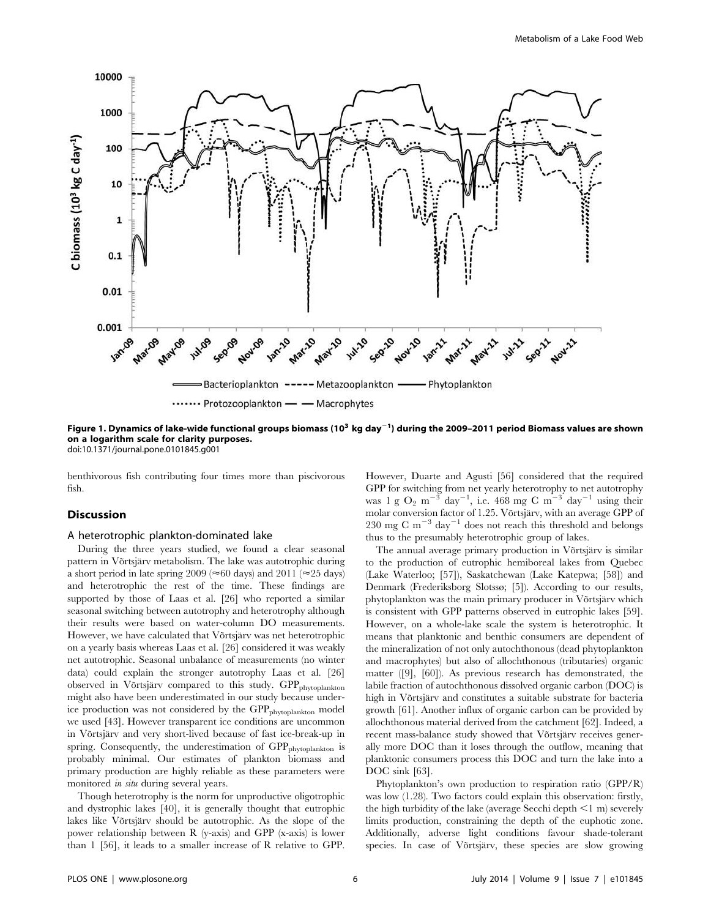**Figure 1. Dynamics of lake-wide functional groups biomass ($10^3$ kg day$^{-1}$) during the 2009–2011 period Biomass values are shown on a logarithm scale for clarity purposes.**
doi:10.1371/journal.pone.0101845.g001

benthivorous fish contributing four times more than piscivorous fish.

## Discussion

### A heterotrophic plankton-dominated lake

During the three years studied, we found a clear seasonal pattern in Võrtsjärv metabolism. The lake was autotrophic during a short period in late spring 2009 (≈60 days) and 2011 (≈25 days) and heterotrophic the rest of the time. These findings are supported by those of Laas et al. [26] who reported a similar seasonal switching between autotrophy and heterotrophy although their results were based on water-column DO measurements. However, we have calculated that Võrtsjärv was net heterotrophic on a yearly basis whereas Laas et al. [26] considered it was weakly net autotrophic. Seasonal unbalance of measurements (no winter data) could explain the stronger autotrophy Laas et al. [26] observed in Võrtsjärv compared to this study. $GPP_{phytoplankton}$ might also have been underestimated in our study because under-ice production was not considered by the $GPP_{phytoplankton}$ model we used [43]. However transparent ice conditions are uncommon in Võrtsjärv and very short-lived because of fast ice-break-up in spring. Consequently, the underestimation of $GPP_{phytoplankton}$ is probably minimal. Our estimates of plankton biomass and primary production are highly reliable as these parameters were monitored *in situ* during several years.

Though heterotrophy is the norm for unproductive oligotrophic and dystrophic lakes [40], it is generally thought that eutrophic lakes like Võrtsjärv should be autotrophic. As the slope of the power relationship between R (y-axis) and GPP (x-axis) is lower than 1 [56], it leads to a smaller increase of R relative to GPP. However, Duarte and Agusti [56] considered that the required GPP for switching from net yearly heterotrophy to net autotrophy was 1 g $O_2$ m$^{-3}$ day$^{-1}$, i.e. 468 mg C m$^{-3}$ day$^{-1}$ using their molar conversion factor of 1.25. Võrtsjärv, with an average GPP of 230 mg C m$^{-3}$ day$^{-1}$ does not reach this threshold and belongs thus to the presumably heterotrophic group of lakes.

The annual average primary production in Võrtsjärv is similar to the production of eutrophic hemiboreal lakes from Quebec (Lake Waterloo; [57]), Saskatchewan (Lake Katepwa; [58]) and Denmark (Frederiksborg Slotssø; [5]). According to our results, phytoplankton was the main primary producer in Võrtsjärv which is consistent with GPP patterns observed in eutrophic lakes [59]. However, on a whole-lake scale the system is heterotrophic. It means that planktonic and benthic consumers are dependent of the mineralization of not only autochthonous (dead phytoplankton and macrophytes) but also of allochthonous (tributaries) organic matter ([9], [60]). As previous research has demonstrated, the labile fraction of autochthonous dissolved organic carbon (DOC) is high in Võrtsjärv and constitutes a suitable substrate for bacteria growth [61]. Another influx of organic carbon can be provided by allochthonous material derived from the catchment [62]. Indeed, a recent mass-balance study showed that Võrtsjärv receives generally more DOC than it loses through the outflow, meaning that planktonic consumers process this DOC and turn the lake into a DOC sink [63].

Phytoplankton's own production to respiration ratio (GPP/R) was low (1.28). Two factors could explain this observation: firstly, the high turbidity of the lake (average Secchi depth <1 m) severely limits production, constraining the depth of the euphotic zone. Additionally, adverse light conditions favour shade-tolerant species. In case of Võrtsjärv, these species are slow growing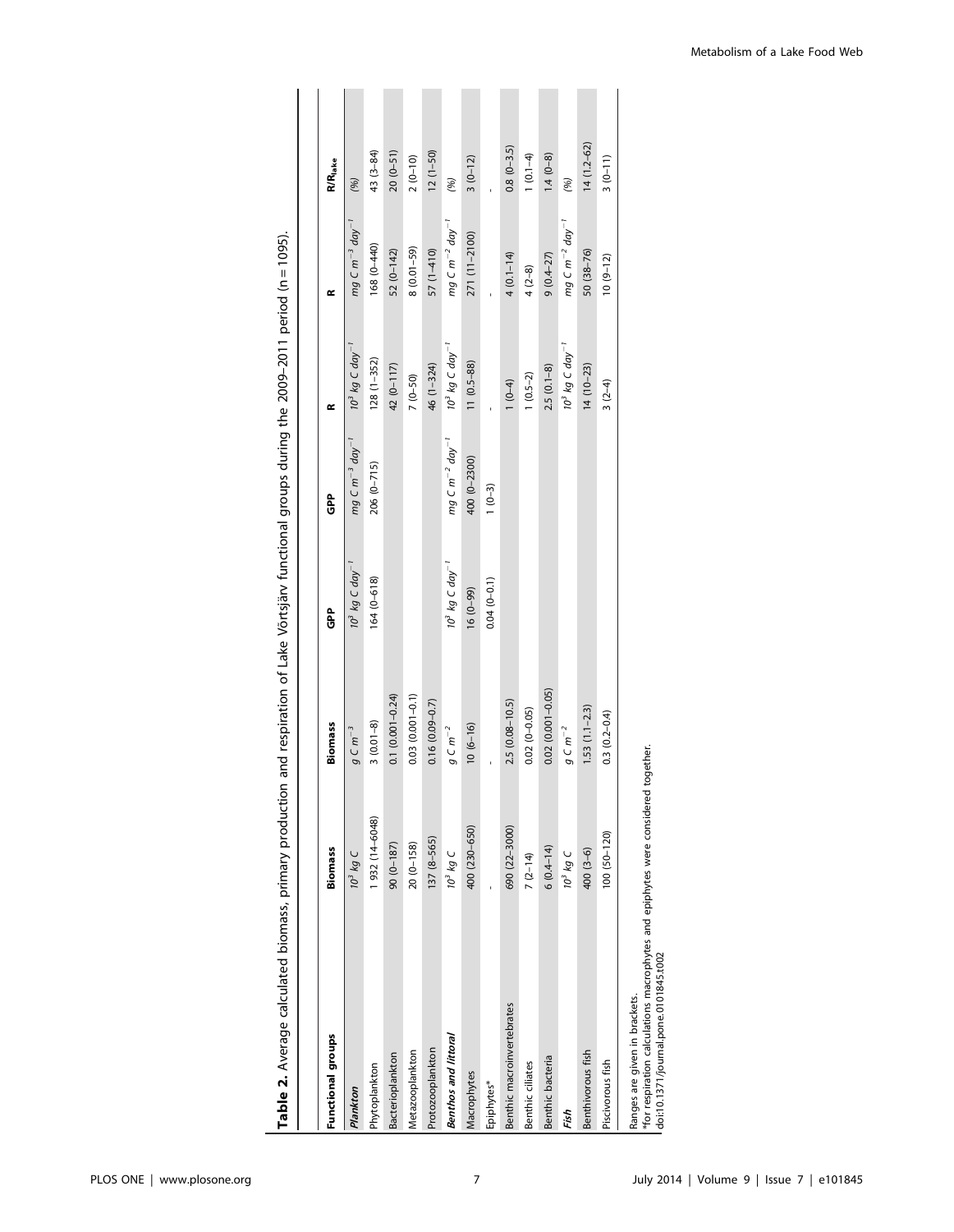**Table 2.** Average calculated biomass, primary production and respiration of Lake Võrtsjärv functional groups during the 2009–2011 period (n = 1095).

| Functional groups | Biomass | Biomass | GPP | GPP | R | R | R/R$_{lake}$ |
|---|---|---|---|---|---|---|---|
| ***Plankton*** | *$10^3$ kg C* | *g C m$^{-3}$* | *$10^3$ kg C day$^{-1}$* | *mg C m$^{-3}$ day$^{-1}$* | *$10^3$ kg C day$^{-1}$* | *mg C m$^{-3}$ day$^{-1}$* | *(%)* |
| Phytoplankton | 1 932 (14–6048) | 3 (0.01–8) | 164 (0–618) | 206 (0–715) | 128 (1–352) | 168 (0–440) | 43 (3–84) |
| Bacterioplankton | 90 (0–187) | 0.1 (0.001–0.24) | | | 42 (0–117) | 52 (0–142) | 20 (0–51) |
| Metazooplankton | 20 (0–158) | 0.03 (0.001–0.1) | | | 7 (0–50) | 8 (0.01–59) | 2 (0–10) |
| Protozooplankton | 137 (8–565) | 0.16 (0.09–0.7) | | | 46 (1–324) | 57 (1–410) | 12 (1–50) |
| ***Benthos and littoral*** | *$10^3$ kg C* | *g C m$^{-2}$* | *$10^3$ kg C day$^{-1}$* | *mg C m$^{-2}$ day$^{-1}$* | *$10^3$ kg C day$^{-1}$* | *mg C m$^{-2}$ day$^{-1}$* | *(%)* |
| Macrophytes | 400 (230–650) | 10 (6–16) | 16 (0–99) | 400 (0–2300) | 11 (0.5–88) | 271 (11–2100) | 3 (0–12) |
| Epiphytes* | - | - | 0.04 (0–0.1) | 1 (0–3) | - | - | - |
| Benthic macroinvertebrates | 690 (22–3000) | 2.5 (0.08–10.5) | | | 1 (0–4) | 4 (0.1–14) | 0.8 (0–3.5) |
| Benthic ciliates | 7 (2–14) | 0.02 (0–0.05) | | | 1 (0.5–2) | 4 (2–8) | 1 (0.1–4) |
| Benthic bacteria | 6 (0.4–14) | 0.02 (0.001–0.05) | | | 2.5 (0.1–8) | 9 (0.4–27) | 1.4 (0–8) |
| ***Fish*** | *$10^3$ kg C* | *g C m$^{-2}$* | | | *$10^3$ kg C day$^{-1}$* | *mg C m$^{-2}$ day$^{-1}$* | *(%)* |
| Benthivorous fish | 400 (3–6) | 1.53 (1.1–2.3) | | | 14 (10–23) | 50 (38–76) | 14 (1.2–62) |
| Piscivorous fish | 100 (50–120) | 0.3 (0.2–0.4) | | | 3 (2–4) | 10 (9–12) | 3 (0–11) |

Ranges are given in brackets.
*for respiration calculations macrophytes and epiphytes were considered together.
doi:10.1371/journal.pone.0101845.t002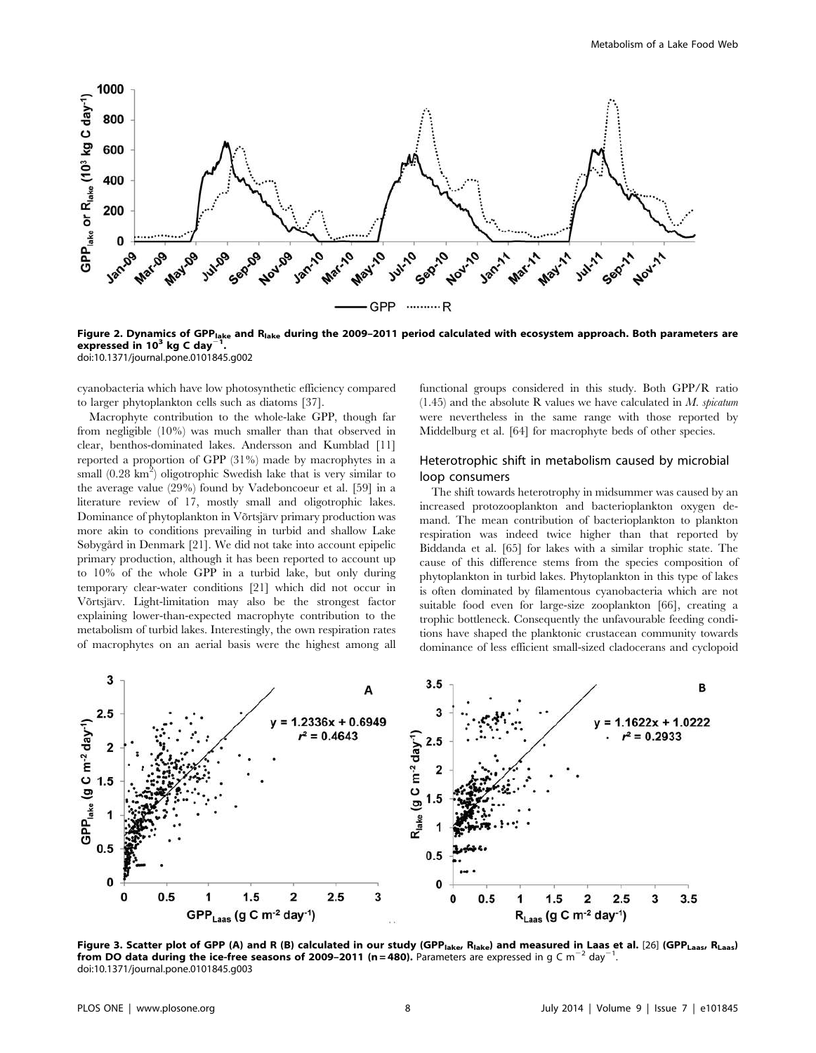Figure 2. Dynamics of $GPP_{lake}$ and $R_{lake}$ during the 2009–2011 period calculated with ecosystem approach. Both parameters are expressed in $10^3$ kg C $day^{-1}$.
doi:10.1371/journal.pone.0101845.g002

cyanobacteria which have low photosynthetic efficiency compared to larger phytoplankton cells such as diatoms [37].

Macrophyte contribution to the whole-lake GPP, though far from negligible (10%) was much smaller than that observed in clear, benthos-dominated lakes. Andersson and Kumblad [11] reported a proportion of GPP (31%) made by macrophytes in a small (0.28 $km^2$) oligotrophic Swedish lake that is very similar to the average value (29%) found by Vadeboncoeur et al. [59] in a literature review of 17, mostly small and oligotrophic lakes. Dominance of phytoplankton in Võrtsjärv primary production was more akin to conditions prevailing in turbid and shallow Lake Søbygård in Denmark [21]. We did not take into account epipelic primary production, although it has been reported to account up to 10% of the whole GPP in a turbid lake, but only during temporary clear-water conditions [21] which did not occur in Võrtsjärv. Light-limitation may also be the strongest factor explaining lower-than-expected macrophyte contribution to the metabolism of turbid lakes. Interestingly, the own respiration rates of macrophytes on an aerial basis were the highest among all functional groups considered in this study. Both GPP/R ratio (1.45) and the absolute R values we have calculated in *M. spicatum* were nevertheless in the same range with those reported by Middelburg et al. [64] for macrophyte beds of other species.

### Heterotrophic shift in metabolism caused by microbial loop consumers

The shift towards heterotrophy in midsummer was caused by an increased protozooplankton and bacterioplankton oxygen demand. The mean contribution of bacterioplankton to plankton respiration was indeed twice higher than that reported by Biddanda et al. [65] for lakes with a similar trophic state. The cause of this difference stems from the species composition of phytoplankton in turbid lakes. Phytoplankton in this type of lakes is often dominated by filamentous cyanobacteria which are not suitable food even for large-size zooplankton [66], creating a trophic bottleneck. Consequently the unfavourable feeding conditions have shaped the planktonic crustacean community towards dominance of less efficient small-sized cladocerans and cyclopoid

Figure 3. Scatter plot of GPP (A) and R (B) calculated in our study ($GPP_{lake}$, $R_{lake}$) and measured in Laas et al. [26] ($GPP_{Laas}$, $R_{Laas}$) from DO data during the ice-free seasons of 2009–2011 (n = 480). Parameters are expressed in g C $m^{-2}$ $day^{-1}$.
doi:10.1371/journal.pone.0101845.g003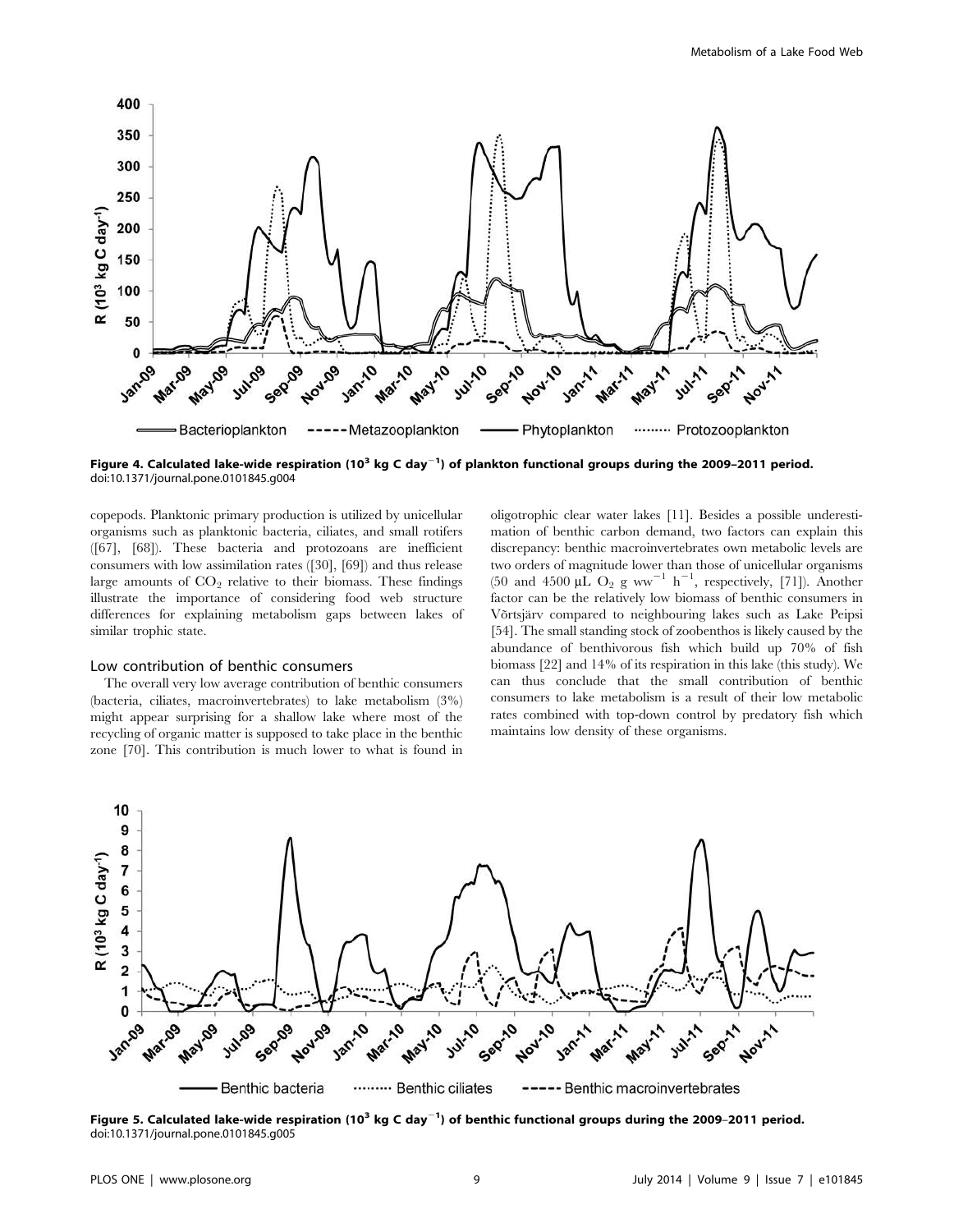Figure 4. Calculated lake-wide respiration ($10^3$ kg C day$^{-1}$) of plankton functional groups during the 2009–2011 period.
doi:10.1371/journal.pone.0101845.g004

copepods. Planktonic primary production is utilized by unicellular organisms such as planktonic bacteria, ciliates, and small rotifers ([67], [68]). These bacteria and protozoans are inefficient consumers with low assimilation rates ([30], [69]) and thus release large amounts of $CO_2$ relative to their biomass. These findings illustrate the importance of considering food web structure differences for explaining metabolism gaps between lakes of similar trophic state.

### Low contribution of benthic consumers

The overall very low average contribution of benthic consumers (bacteria, ciliates, macroinvertebrates) to lake metabolism (3%) might appear surprising for a shallow lake where most of the recycling of organic matter is supposed to take place in the benthic zone [70]. This contribution is much lower to what is found in oligotrophic clear water lakes [11]. Besides a possible underestimation of benthic carbon demand, two factors can explain this discrepancy: benthic macroinvertebrates own metabolic levels are two orders of magnitude lower than those of unicellular organisms (50 and 4500 μL $O_2$ g ww$^{-1}$ h$^{-1}$, respectively, [71]). Another factor can be the relatively low biomass of benthic consumers in Võrtsjärv compared to neighbouring lakes such as Lake Peipsi [54]. The small standing stock of zoobenthos is likely caused by the abundance of benthivorous fish which build up 70% of fish biomass [22] and 14% of its respiration in this lake (this study). We can thus conclude that the small contribution of benthic consumers to lake metabolism is a result of their low metabolic rates combined with top-down control by predatory fish which maintains low density of these organisms.

Figure 5. Calculated lake-wide respiration ($10^3$ kg C day$^{-1}$) of benthic functional groups during the 2009–2011 period.
doi:10.1371/journal.pone.0101845.g005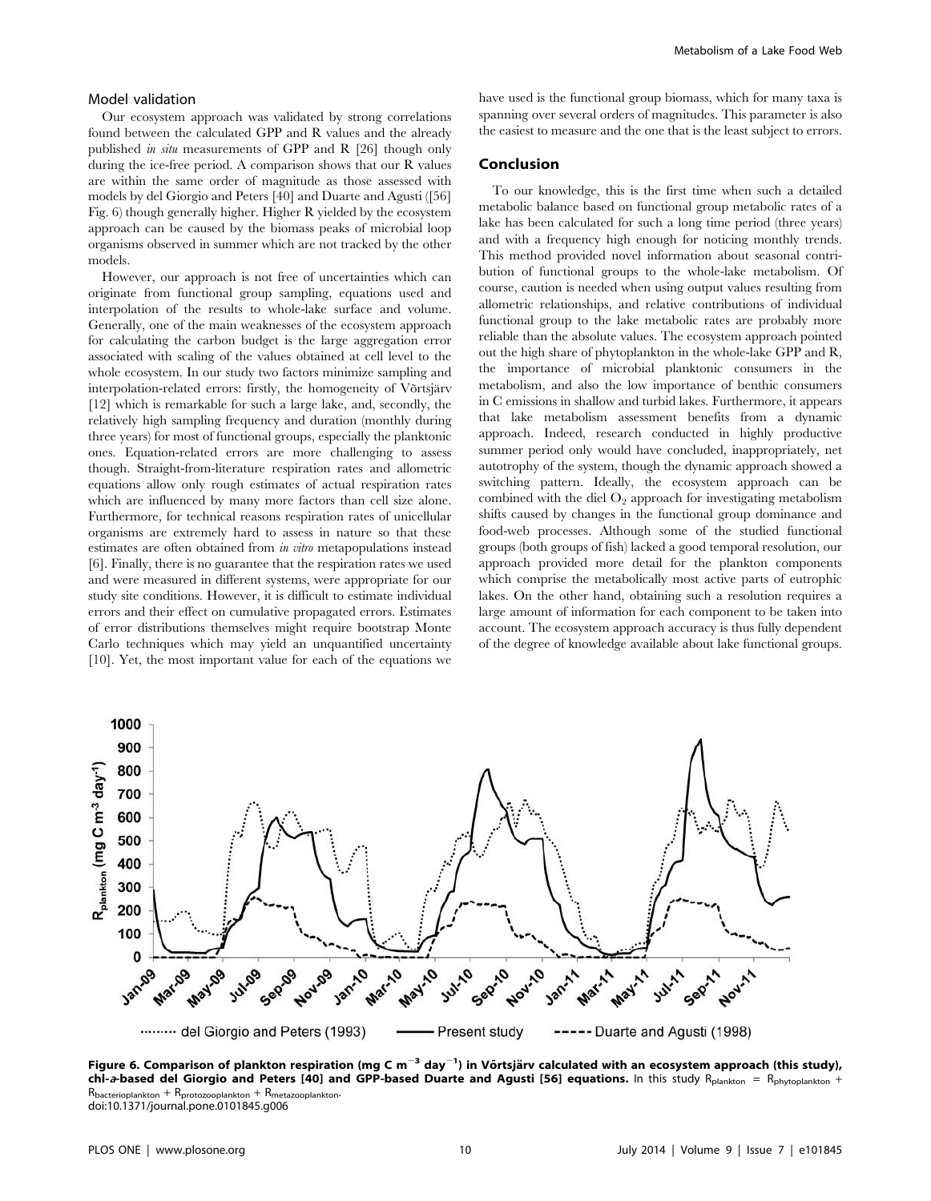### Model validation

Our ecosystem approach was validated by strong correlations found between the calculated GPP and R values and the already published *in situ* measurements of GPP and R [26] though only during the ice-free period. A comparison shows that our R values are within the same order of magnitude as those assessed with models by del Giorgio and Peters [40] and Duarte and Agusti ([56] Fig. 6) though generally higher. Higher R yielded by the ecosystem approach can be caused by the biomass peaks of microbial loop organisms observed in summer which are not tracked by the other models.

However, our approach is not free of uncertainties which can originate from functional group sampling, equations used and interpolation of the results to whole-lake surface and volume. Generally, one of the main weaknesses of the ecosystem approach for calculating the carbon budget is the large aggregation error associated with scaling of the values obtained at cell level to the whole ecosystem. In our study two factors minimize sampling and interpolation-related errors: firstly, the homogeneity of Võrtsjärv [12] which is remarkable for such a large lake, and, secondly, the relatively high sampling frequency and duration (monthly during three years) for most of functional groups, especially the planktonic ones. Equation-related errors are more challenging to assess though. Straight-from-literature respiration rates and allometric equations allow only rough estimates of actual respiration rates which are influenced by many more factors than cell size alone. Furthermore, for technical reasons respiration rates of unicellular organisms are extremely hard to assess in nature so that these estimates are often obtained from *in vitro* metapopulations instead [6]. Finally, there is no guarantee that the respiration rates we used and were measured in different systems, were appropriate for our study site conditions. However, it is difficult to estimate individual errors and their effect on cumulative propagated errors. Estimates of error distributions themselves might require bootstrap Monte Carlo techniques which may yield an unquantified uncertainty [10]. Yet, the most important value for each of the equations we have used is the functional group biomass, which for many taxa is spanning over several orders of magnitudes. This parameter is also the easiest to measure and the one that is the least subject to errors.

## Conclusion

To our knowledge, this is the first time when such a detailed metabolic balance based on functional group metabolic rates of a lake has been calculated for such a long time period (three years) and with a frequency high enough for noticing monthly trends. This method provided novel information about seasonal contribution of functional groups to the whole-lake metabolism. Of course, caution is needed when using output values resulting from allometric relationships, and relative contributions of individual functional group to the lake metabolic rates are probably more reliable than the absolute values. The ecosystem approach pointed out the high share of phytoplankton in the whole-lake GPP and R, the importance of microbial planktonic consumers in the metabolism, and also the low importance of benthic consumers in C emissions in shallow and turbid lakes. Furthermore, it appears that lake metabolism assessment benefits from a dynamic approach. Indeed, research conducted in highly productive summer period only would have concluded, inappropriately, net autotrophy of the system, though the dynamic approach showed a switching pattern. Ideally, the ecosystem approach can be combined with the diel $O_2$ approach for investigating metabolism shifts caused by changes in the functional group dominance and food-web processes. Although some of the studied functional groups (both groups of fish) lacked a good temporal resolution, our approach provided more detail for the plankton components which comprise the metabolically most active parts of eutrophic lakes. On the other hand, obtaining such a resolution requires a large amount of information for each component to be taken into account. The ecosystem approach accuracy is thus fully dependent of the degree of knowledge available about lake functional groups.

**Figure 6. Comparison of plankton respiration (mg C m$^{-3}$ day$^{-1}$) in Võrtsjärv calculated with an ecosystem approach (this study), chl-*a*-based del Giorgio and Peters [40] and GPP-based Duarte and Agusti [56] equations.** In this study $R_{plankton} = R_{phytoplankton} + R_{bacterioplankton} + R_{protozooplankton} + R_{metazooplankton}$.
doi:10.1371/journal.pone.0101845.g006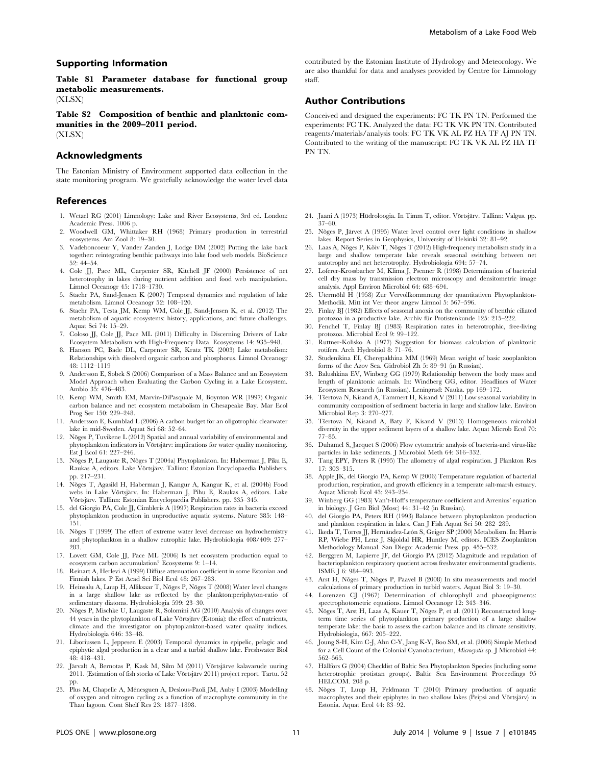## Supporting Information

**Table S1 Parameter database for functional group metabolic measurements.**
(XLSX)

**Table S2 Composition of benthic and planktonic communities in the 2009–2011 period.**
(XLSX)

## Acknowledgments

The Estonian Ministry of Environment supported data collection in the state monitoring program. We gratefully acknowledge the water level data contributed by the Estonian Institute of Hydrology and Meteorology. We are also thankful for data and analyses provided by Centre for Limnology staff.

## Author Contributions

Conceived and designed the experiments: FC TK PN TN. Performed the experiments: FC TK. Analyzed the data: FC TK VK PN TN. Contributed reagents/materials/analysis tools: FC TK VK AL PZ HA TF AJ PN TN. Contributed to the writing of the manuscript: FC TK VK AL PZ HA TF PN TN.

## References

1. Wetzel RG (2001) Limnology: Lake and River Ecosystems, 3rd ed. London: Academic Press. 1006 p.
2. Woodwell GM, Whittaker RH (1968) Primary production in terrestrial ecosystems. Am Zool 8: 19–30.
3. Vadeboncoeur Y, Vander Zanden J, Lodge DM (2002) Putting the lake back together: reintegrating benthic pathways into lake food web models. BioScience 52: 44–54.
4. Cole JJ, Pace ML, Carpenter SR, Kitchell JF (2000) Persistence of net heterotrophy in lakes during nutrient addition and food web manipulation. Limnol Oceanogr 45: 1718–1730.
5. Staehr PA, Sand-Jensen K (2007) Temporal dynamics and regulation of lake metabolism. Limnol Oceanogr 52: 108–120.
6. Staehr PA, Testa JM, Kemp WM, Cole JJ, Sand-Jensen K, et al. (2012) The metabolism of aquatic ecosystems: history, applications, and future challenges. Aquat Sci 74: 15–29.
7. Coloso JJ, Cole JJ, Pace ML (2011) Difficulty in Discerning Drivers of Lake Ecosystem Metabolism with High-Frequency Data. Ecosystems 14: 935–948.
8. Hanson PC, Bade DL, Carpenter SR, Kratz TK (2003) Lake metabolism: Relationships with dissolved organic carbon and phosphorus. Limnol Oceanogr 48: 1112–1119
9. Andersson E, Sobek S (2006) Comparison of a Mass Balance and an Ecosystem Model Approach when Evaluating the Carbon Cycling in a Lake Ecosystem. Ambio 35: 476–483.
10. Kemp WM, Smith EM, Marvin-DiPasquale M, Boynton WR (1997) Organic carbon balance and net ecosystem metabolism in Chesapeake Bay. Mar Ecol Prog Ser 150: 229–248.
11. Andersson E, Kumblad L (2006) A carbon budget for an oligotrophic clearwater lake in mid-Sweden. Aquat Sci 68: 52–64.
12. Nõges P, Tuvikene L (2012) Spatial and annual variability of environmental and phytoplankton indicators in Võrtsjärv: implications for water quality monitoring. Est J Ecol 61: 227–246.
13. Nõges P, Laugaste R, Nõges T (2004a) Phytoplankton. In: Haberman J, Piku E, Raukas A, editors. Lake Võrtsjärv. Tallinn: Estonian Encyclopaedia Publishers. pp. 217–231.
14. Nõges T, Agasild H, Haberman J, Kangur A, Kangur K, et al. (2004b) Food webs in Lake Võrtsjärv. In: Haberman J, Pihu E, Raukas A, editors. Lake Võrtsjärv. Tallinn: Estonian Encyclopaedia Publishers. pp. 335–345.
15. del Giorgio PA, Cole JJ, Cimbleris A (1997) Respiration rates in bacteria exceed phytoplankton production in unproductive aquatic systems. Nature 385: 148–151.
16. Nõges T (1999) The effect of extreme water level decrease on hydrochemistry and phytoplankton in a shallow eutrophic lake. Hydrobiologia 408/409: 277–283.
17. Lovett GM, Cole JJ, Pace ML (2006) Is net ecosystem production equal to ecosystem carbon accumulation? Ecosystems 9: 1–14.
18. Reinart A, Herlevi A (1999) Diffuse attenuation coefficient in some Estonian and Finnish lakes. P Est Acad Sci Biol Ecol 48: 267–283.
19. Heinsalu A, Luup H, Alliksaar T, Nõges P, Nõges T (2008) Water level changes in a large shallow lake as reflected by the plankton:periphyton-ratio of sedimentary diatoms. Hydrobiologia 599: 23–30.
20. Nõges P, Mischke U, Laugaste R, Solomini AG (2010) Analysis of changes over 44 years in the phytoplankton of Lake Võrtsjärv (Estonia): the effect of nutrients, climate and the investigator on phytoplankton-based water quality indices. Hydrobiologia 646: 33–48.
21. Liboriussen L, Jeppesen E (2003) Temporal dynamics in epipelic, pelagic and epiphytic algal production in a clear and a turbid shallow lake. Freshwater Biol 48: 418–431.
22. Järvalt A, Bernotas P, Kask M, Silm M (2011) Võrtsjärve kalavarude uuring 2011. (Estimation of fish stocks of Lake Võrtsjärv 2011) project report. Tartu. 52 pp.
23. Plus M, Chapelle A, Ménesguen A, Deslous-Paoli JM, Auby I (2003) Modelling of oxygen and nitrogen cycling as a function of macrophyte community in the Thau lagoon. Cont Shelf Res 23: 1877–1898.
24. Jaani A (1973) Hüdroloogia. In Timm T, editor. Võrtsjärv. Tallinn: Valgus. pp. 37–60.
25. Nõges P, Järvet A (1995) Water level control over light conditions in shallow lakes. Report Series in Geophysics, University of Helsinki 32: 81–92.
26. Laas A, Nõges P, Kõiv T, Nõges T (2012) High-frequency metabolism study in a large and shallow temperate lake reveals seasonal switching between net autotrophy and net heterotrophy. Hydrobiologia 694: 57–74.
27. Loferer-Krossbacher M, Klima J, Psenner R (1998) Determination of bacterial cell dry mass by transmission electron microscopy and densitometric image analysis. Appl Environ Microbiol 64: 688–694.
28. Utermöhl H (1958) Zur Vervollkommnung der quantitativen Phytoplankton-Methodik. Mitt int Ver theor angew Limnol 5: 567–596.
29. Finlay BJ (1982) Effects of seasonal anoxia on the community of benthic ciliated protozoa in a productive lake. Archiv für Protistenkunde 125: 215–222.
30. Fenchel T, Finlay BJ (1983) Respiration rates in heterotrophic, free-living protozoa. Microbial Ecol 9: 99–122.
31. Ruttner-Kolisko A (1977) Suggestion for biomass calculation of planktonic rotifers. Arch Hydrobiol 8: 71–76.
32. Studenikina EI, Cherepakhina MM (1969) Mean weight of basic zooplankton forms of the Azov Sea. Gidrobiol Zh 5: 89–91 (in Russian).
33. Balushkina EV, Winberg GG (1979) Relationship between the body mass and length of planktonic animals. In: Windberg GG, editor. Headlines of Water Ecosystem Research (in Russian). Leningrad: Nauka. pp 169–172.
34. Tšertova N, Kisand A, Tammert H, Kisand V (2011) Low seasonal variability in community composition of sediment bacteria in large and shallow lake. Environ Microbiol Rep 3: 270–277.
35. Tšertova N, Kisand A, Baty F, Kisand V (2013) Homogeneous microbial diversity in the upper sediment layers of a shallow lake. Aquat Microb Ecol 70: 77–85.
36. Duhamel S, Jacquet S (2006) Flow cytometric analysis of bacteria-and virus-like particles in lake sediments. J Microbiol Meth 64: 316–332.
37. Tang EPY, Peters R (1995) The allometry of algal respiration. J Plankton Res 17: 303–315.
38. Apple JK, del Giorgio PA, Kemp W (2006) Temperature regulation of bacterial production, respiration, and growth efficiency in a temperate salt-marsh estuary. Aquat Microb Ecol 43: 243–254.
39. Winberg GG (1983) Van't-Hoff's temperature coefficient and Arrenius' equation in biology. J Gen Biol (Mosc) 44: 31–42 (in Russian).
40. del Giorgio PA, Peters RH (1993) Balance between phytoplankton production and plankton respiration in lakes. Can J Fish Aquat Sci 50: 282–289.
41. Ikeda T, Torres JJ, Hernández-León S, Geiger SP (2000) Metabolism. In: Harris RP, Wiebe PH, Lenz J, Skjoldal HR, Huntley M, editors. ICES Zooplankton Methodology Manual. San Diego: Academic Press. pp. 455–532.
42. Berggren M, Lapierre JF, del Giorgio PA (2012) Magnitude and regulation of bacterioplankton respiratory quotient across freshwater environmental gradients. ISME J 6: 984–993.
43. Arst H, Nõges T, Nõges P, Paavel B (2008) In situ measurements and model calculations of primary production in turbid waters. Aquat Biol 3: 19–30.
44. Lorenzen CJ (1967) Determination of chlorophyll and phaeopigments: spectrophotometric equations. Limnol Oceanogr 12: 343–346.
45. Nõges T, Arst H, Laas A, Kauer T, Nõges P, et al. (2011) Reconstructed long-term time series of phytoplankton primary production of a large shallow temperate lake: the basis to assess the carbon balance and its climate sensitivity. Hydrobiologia, 667: 205–222.
46. Joung S-H, Kim C-J, Ahn C-Y, Jang K-Y, Boo SM, et al. (2006) Simple Method for a Cell Count of the Colonial Cyanobacterium, *Microcystis* sp. J Microbiol 44: 562–565.
47. Hällfors G (2004) Checklist of Baltic Sea Phytoplankton Species (including some heterotrophic protistan groups). Baltic Sea Environment Proceedings 95 HELCOM. 208 p.
48. Nõges T, Luup H, Feldmann T (2010) Primary production of aquatic macrophytes and their epiphytes in two shallow lakes (Peipsi and Võrtsjärv) in Estonia. Aquat Ecol 44: 83–92.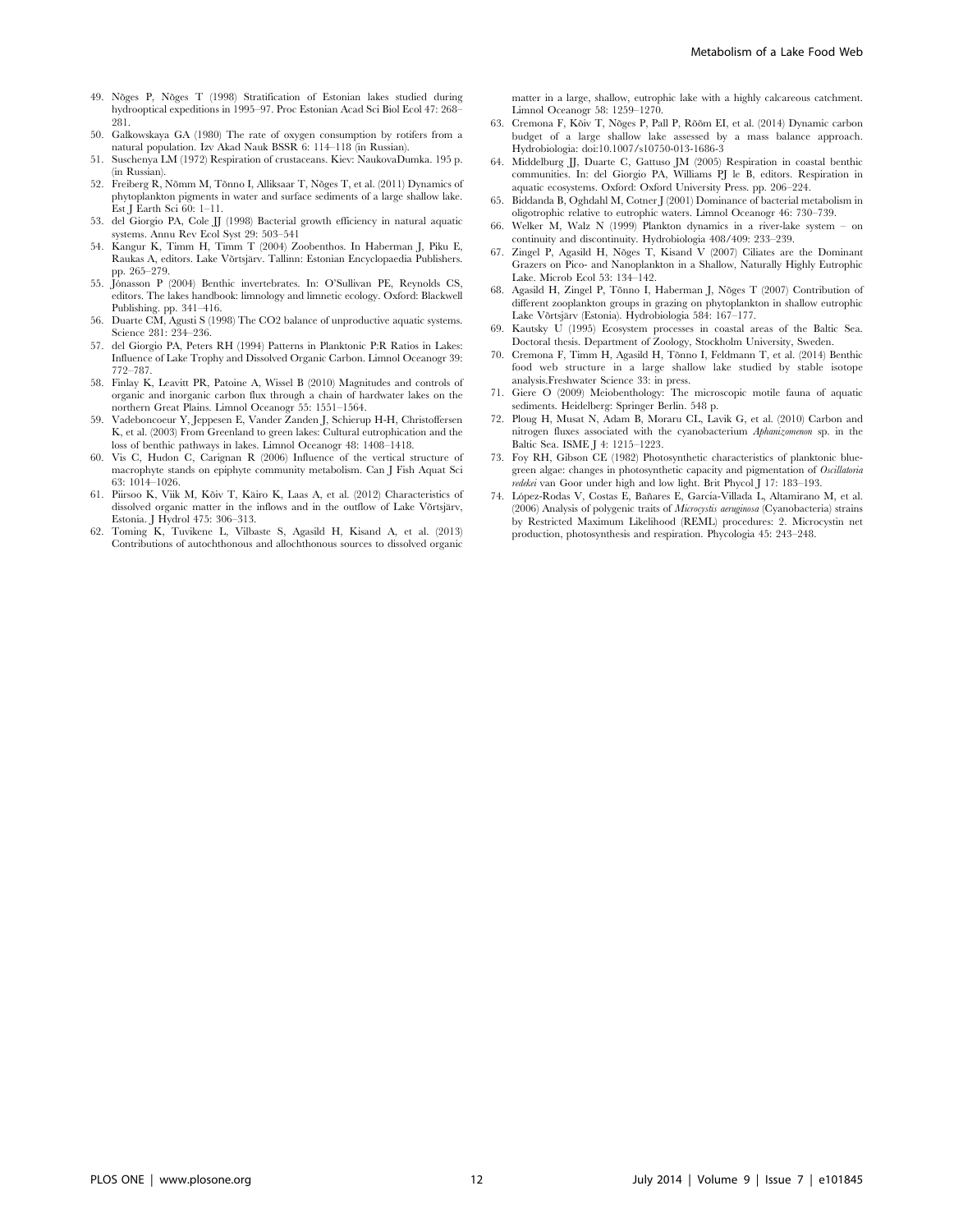49. Nõges P, Nõges T (1998) Stratification of Estonian lakes studied during hydrooptical expeditions in 1995–97. Proc Estonian Acad Sci Biol Ecol 47: 268–281.
50. Galkowskaya GA (1980) The rate of oxygen consumption by rotifers from a natural population. Izv Akad Nauk BSSR 6: 114–118 (in Russian).
51. Suschenya LM (1972) Respiration of crustaceans. Kiev: NaukovaDumka. 195 p. (in Russian).
52. Freiberg R, Nõmm M, Tõnno I, Alliksaar T, Nõges T, et al. (2011) Dynamics of phytoplankton pigments in water and surface sediments of a large shallow lake. Est J Earth Sci 60: 1–11.
53. del Giorgio PA, Cole JJ (1998) Bacterial growth efficiency in natural aquatic systems. Annu Rev Ecol Syst 29: 503–541
54. Kangur K, Timm H, Timm T (2004) Zoobenthos. In Haberman J, Piku E, Raukas A, editors. Lake Võrtsjärv. Tallinn: Estonian Encyclopaedia Publishers. pp. 265–279.
55. Jónasson P (2004) Benthic invertebrates. In: O'Sullivan PE, Reynolds CS, editors. The lakes handbook: limnology and limnetic ecology. Oxford: Blackwell Publishing. pp. 341–416.
56. Duarte CM, Agusti S (1998) The CO2 balance of unproductive aquatic systems. Science 281: 234–236.
57. del Giorgio PA, Peters RH (1994) Patterns in Planktonic P:R Ratios in Lakes: Influence of Lake Trophy and Dissolved Organic Carbon. Limnol Oceanogr 39: 772–787.
58. Finlay K, Leavitt PR, Patoine A, Wissel B (2010) Magnitudes and controls of organic and inorganic carbon flux through a chain of hardwater lakes on the northern Great Plains. Limnol Oceanogr 55: 1551–1564.
59. Vadeboncoeur Y, Jeppesen E, Vander Zanden J, Schierup H-H, Christoffersen K, et al. (2003) From Greenland to green lakes: Cultural eutrophication and the loss of benthic pathways in lakes. Limnol Oceanogr 48: 1408–1418.
60. Vis C, Hudon C, Carignan R (2006) Influence of the vertical structure of macrophyte stands on epiphyte community metabolism. Can J Fish Aquat Sci 63: 1014–1026.
61. Piirsoo K, Viik M, Kõiv T, Käiro K, Laas A, et al. (2012) Characteristics of dissolved organic matter in the inflows and in the outflow of Lake Võrtsjärv, Estonia. J Hydrol 475: 306–313.
62. Toming K, Tuvikene L, Vilbaste S, Agasild H, Kisand A, et al. (2013) Contributions of autochthonous and allochthonous sources to dissolved organic matter in a large, shallow, eutrophic lake with a highly calcareous catchment. Limnol Oceanogr 58: 1259–1270.
63. Cremona F, Kõiv T, Nõges P, Pall P, Rõõm EI, et al. (2014) Dynamic carbon budget of a large shallow lake assessed by a mass balance approach. Hydrobiologia: doi:10.1007/s10750-013-1686-3
64. Middelburg JJ, Duarte C, Gattuso JM (2005) Respiration in coastal benthic communities. In: del Giorgio PA, Williams PJ le B, editors. Respiration in aquatic ecosystems. Oxford: Oxford University Press. pp. 206–224.
65. Biddanda B, Oghdahl M, Cotner J (2001) Dominance of bacterial metabolism in oligotrophic relative to eutrophic waters. Limnol Oceanogr 46: 730–739.
66. Welker M, Walz N (1999) Plankton dynamics in a river-lake system – on continuity and discontinuity. Hydrobiologia 408/409: 233–239.
67. Zingel P, Agasild H, Nõges T, Kisand V (2007) Ciliates are the Dominant Grazers on Pico- and Nanoplankton in a Shallow, Naturally Highly Eutrophic Lake. Microb Ecol 53: 134–142.
68. Agasild H, Zingel P, Tõnno I, Haberman J, Nõges T (2007) Contribution of different zooplankton groups in grazing on phytoplankton in shallow eutrophic Lake Võrtsjärv (Estonia). Hydrobiologia 584: 167–177.
69. Kautsky U (1995) Ecosystem processes in coastal areas of the Baltic Sea. Doctoral thesis. Department of Zoology, Stockholm University, Sweden.
70. Cremona F, Timm H, Agasild H, Tõnno I, Feldmann T, et al. (2014) Benthic food web structure in a large shallow lake studied by stable isotope analysis.Freshwater Science 33: in press.
71. Giere O (2009) Meiobenthology: The microscopic motile fauna of aquatic sediments. Heidelberg: Springer Berlin. 548 p.
72. Ploug H, Musat N, Adam B, Moraru CL, Lavik G, et al. (2010) Carbon and nitrogen fluxes associated with the cyanobacterium *Aphanizomenon* sp. in the Baltic Sea. ISME J 4: 1215–1223.
73. Foy RH, Gibson CE (1982) Photosynthetic characteristics of planktonic blue-green algae: changes in photosynthetic capacity and pigmentation of *Oscillatoria redekei* van Goor under high and low light. Brit Phycol J 17: 183–193.
74. López-Rodas V, Costas E, Bañares E, García-Villada L, Altamirano M, et al. (2006) Analysis of polygenic traits of *Microcystis aeruginosa* (Cyanobacteria) strains by Restricted Maximum Likelihood (REML) procedures: 2. Microcystin net production, photosynthesis and respiration. Phycologia 45: 243–248.